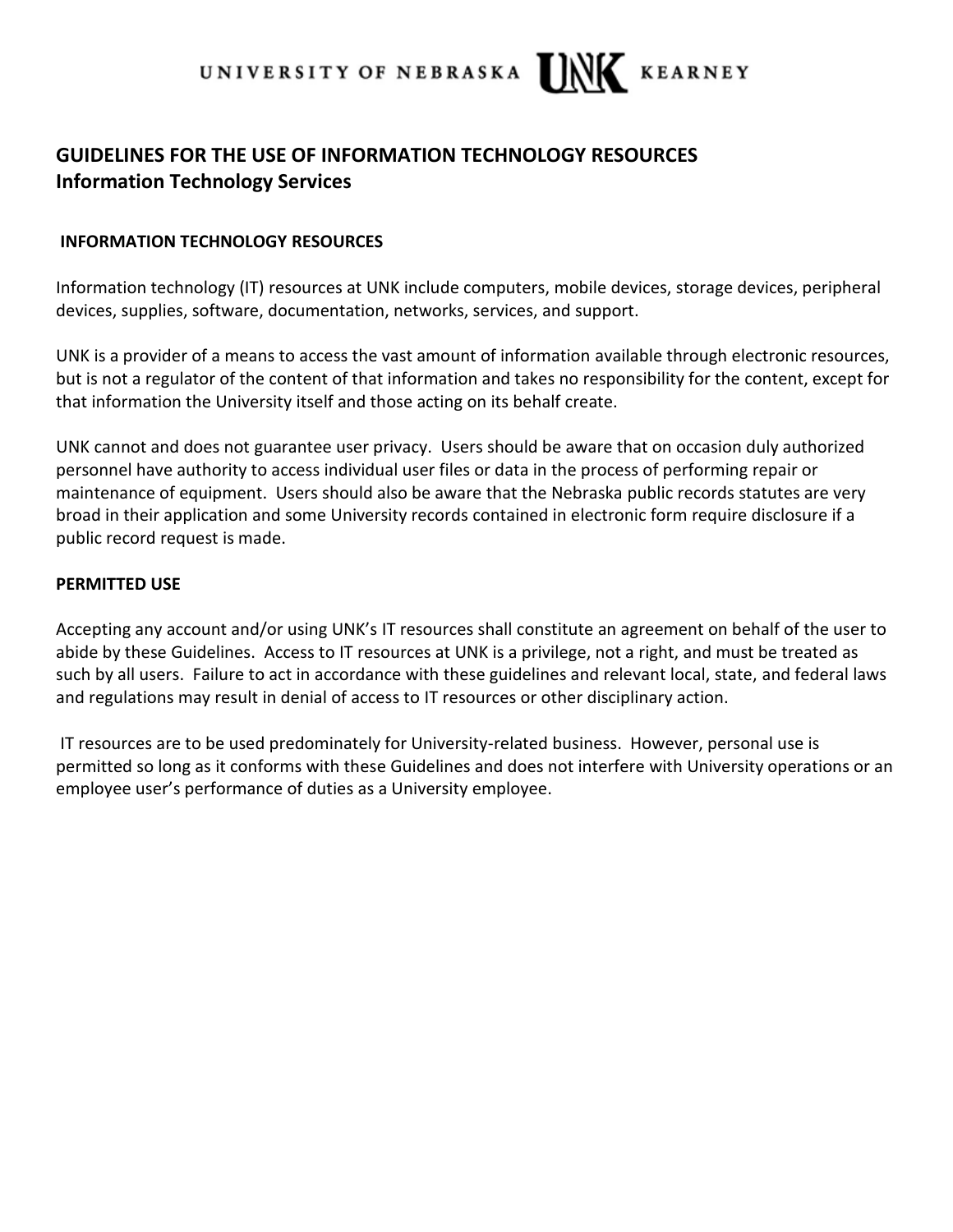UNIVERSITY OF NEBRASKA UNK KEARNEY

## GUIDELINES FOR THE USE OF INFORMATION TECHNOLOGY RESOURCES
## Information Technology Services

### INFORMATION TECHNOLOGY RESOURCES

Information technology (IT) resources at UNK include computers, mobile devices, storage devices, peripheral devices, supplies, software, documentation, networks, services, and support.

UNK is a provider of a means to access the vast amount of information available through electronic resources, but is not a regulator of the content of that information and takes no responsibility for the content, except for that information the University itself and those acting on its behalf create.

UNK cannot and does not guarantee user privacy. Users should be aware that on occasion duly authorized personnel have authority to access individual user files or data in the process of performing repair or maintenance of equipment. Users should also be aware that the Nebraska public records statutes are very broad in their application and some University records contained in electronic form require disclosure if a public record request is made.

### PERMITTED USE

Accepting any account and/or using UNK's IT resources shall constitute an agreement on behalf of the user to abide by these Guidelines. Access to IT resources at UNK is a privilege, not a right, and must be treated as such by all users. Failure to act in accordance with these guidelines and relevant local, state, and federal laws and regulations may result in denial of access to IT resources or other disciplinary action.

IT resources are to be used predominately for University-related business. However, personal use is permitted so long as it conforms with these Guidelines and does not interfere with University operations or an employee user's performance of duties as a University employee.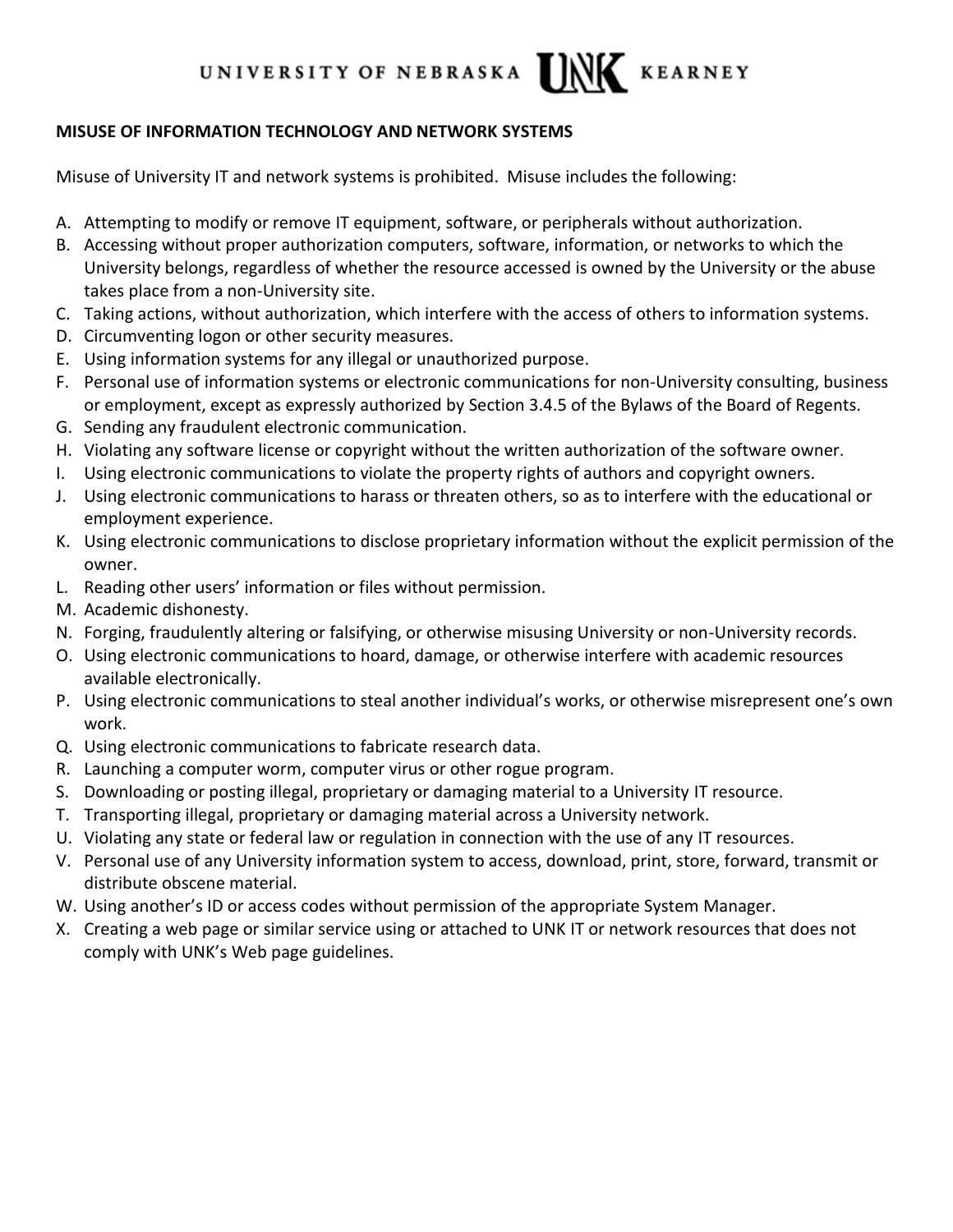**MISUSE OF INFORMATION TECHNOLOGY AND NETWORK SYSTEMS**

Misuse of University IT and network systems is prohibited. Misuse includes the following:

A. Attempting to modify or remove IT equipment, software, or peripherals without authorization.
B. Accessing without proper authorization computers, software, information, or networks to which the University belongs, regardless of whether the resource accessed is owned by the University or the abuse takes place from a non-University site.
C. Taking actions, without authorization, which interfere with the access of others to information systems.
D. Circumventing logon or other security measures.
E. Using information systems for any illegal or unauthorized purpose.
F. Personal use of information systems or electronic communications for non-University consulting, business or employment, except as expressly authorized by Section 3.4.5 of the Bylaws of the Board of Regents.
G. Sending any fraudulent electronic communication.
H. Violating any software license or copyright without the written authorization of the software owner.
I. Using electronic communications to violate the property rights of authors and copyright owners.
J. Using electronic communications to harass or threaten others, so as to interfere with the educational or employment experience.
K. Using electronic communications to disclose proprietary information without the explicit permission of the owner.
L. Reading other users' information or files without permission.
M. Academic dishonesty.
N. Forging, fraudulently altering or falsifying, or otherwise misusing University or non-University records.
O. Using electronic communications to hoard, damage, or otherwise interfere with academic resources available electronically.
P. Using electronic communications to steal another individual's works, or otherwise misrepresent one's own work.
Q. Using electronic communications to fabricate research data.
R. Launching a computer worm, computer virus or other rogue program.
S. Downloading or posting illegal, proprietary or damaging material to a University IT resource.
T. Transporting illegal, proprietary or damaging material across a University network.
U. Violating any state or federal law or regulation in connection with the use of any IT resources.
V. Personal use of any University information system to access, download, print, store, forward, transmit or distribute obscene material.
W. Using another's ID or access codes without permission of the appropriate System Manager.
X. Creating a web page or similar service using or attached to UNK IT or network resources that does not comply with UNK's Web page guidelines.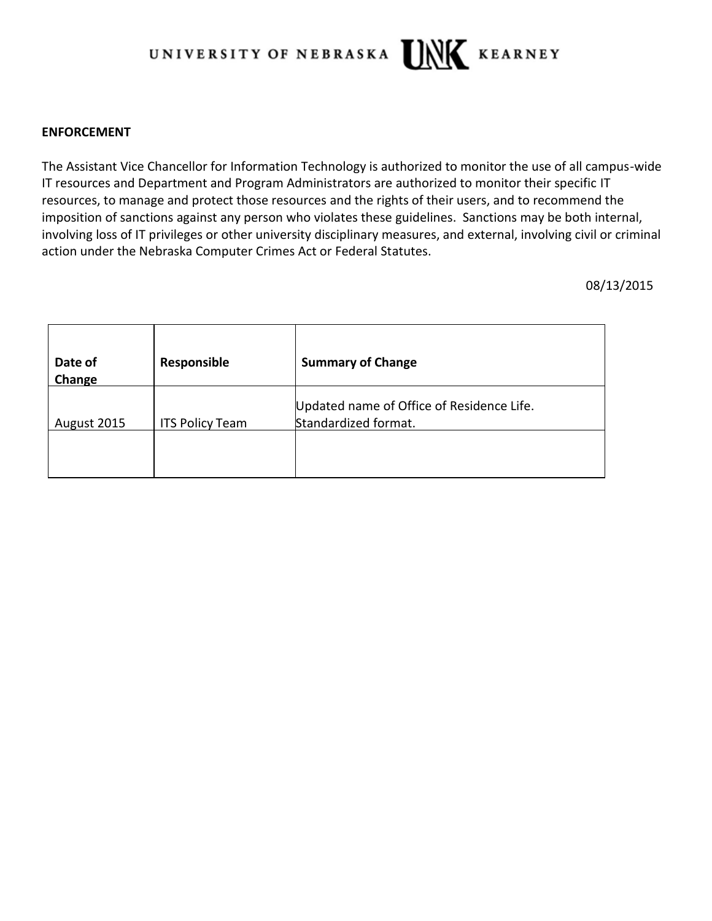**ENFORCEMENT**

The Assistant Vice Chancellor for Information Technology is authorized to monitor the use of all campus-wide IT resources and Department and Program Administrators are authorized to monitor their specific IT resources, to manage and protect those resources and the rights of their users, and to recommend the imposition of sanctions against any person who violates these guidelines. Sanctions may be both internal, involving loss of IT privileges or other university disciplinary measures, and external, involving civil or criminal action under the Nebraska Computer Crimes Act or Federal Statutes.

08/13/2015

| Date of Change | Responsible | Summary of Change |
|---|---|---|
| August 2015 | ITS Policy Team | Updated name of Office of Residence Life. Standardized format. |
| | | |